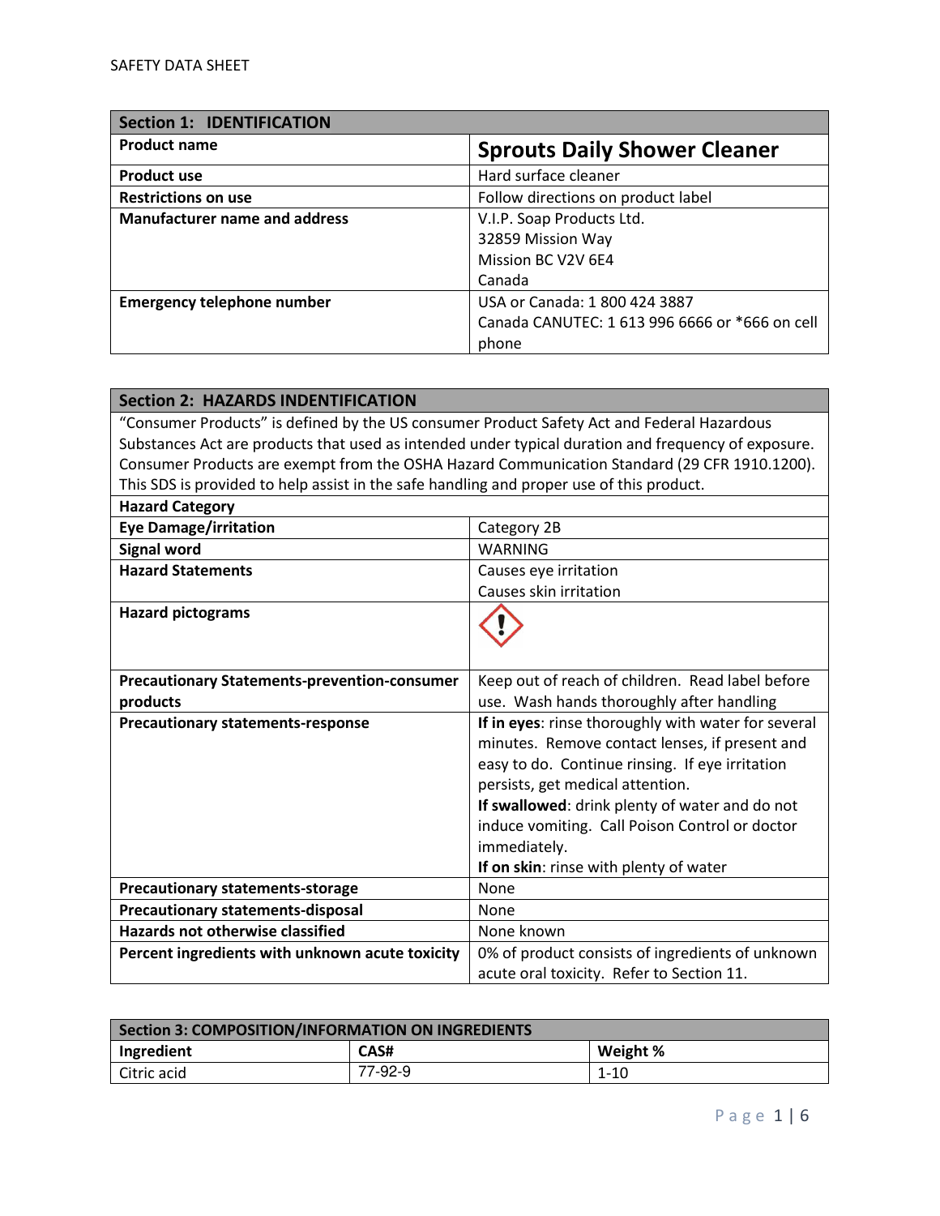SAFETY DATA SHEET

| Section 1: IDENTIFICATION | |
|---|---|
| **Product name** | **Sprouts Daily Shower Cleaner** |
| **Product use** | Hard surface cleaner |
| **Restrictions on use** | Follow directions on product label |
| **Manufacturer name and address** | V.I.P. Soap Products Ltd.<br>32859 Mission Way<br>Mission BC V2V 6E4<br>Canada |
| **Emergency telephone number** | USA or Canada: 1 800 424 3887<br>Canada CANUTEC: 1 613 996 6666 or *666 on cell phone |

| Section 2: HAZARDS INDENTIFICATION | |
|---|---|
| "Consumer Products" is defined by the US consumer Product Safety Act and Federal Hazardous Substances Act are products that used as intended under typical duration and frequency of exposure. Consumer Products are exempt from the OSHA Hazard Communication Standard (29 CFR 1910.1200). This SDS is provided to help assist in the safe handling and proper use of this product. | |
| **Hazard Category** | |
| **Eye Damage/irritation** | Category 2B |
| **Signal word** | WARNING |
| **Hazard Statements** | Causes eye irritation<br>Causes skin irritation |
| **Hazard pictograms** | |
| **Precautionary Statements-prevention-consumer products** | Keep out of reach of children. Read label before use. Wash hands thoroughly after handling |
| **Precautionary statements-response** | **If in eyes**: rinse thoroughly with water for several minutes. Remove contact lenses, if present and easy to do. Continue rinsing. If eye irritation persists, get medical attention.<br>**If swallowed**: drink plenty of water and do not induce vomiting. Call Poison Control or doctor immediately.<br>**If on skin**: rinse with plenty of water |
| **Precautionary statements-storage** | None |
| **Precautionary statements-disposal** | None |
| **Hazards not otherwise classified** | None known |
| **Percent ingredients with unknown acute toxicity** | 0% of product consists of ingredients of unknown acute oral toxicity. Refer to Section 11. |

| Section 3: COMPOSITION/INFORMATION ON INGREDIENTS | | |
|---|---|---|
| **Ingredient** | **CAS#** | **Weight %** |
| Citric acid | 77-92-9 | 1-10 |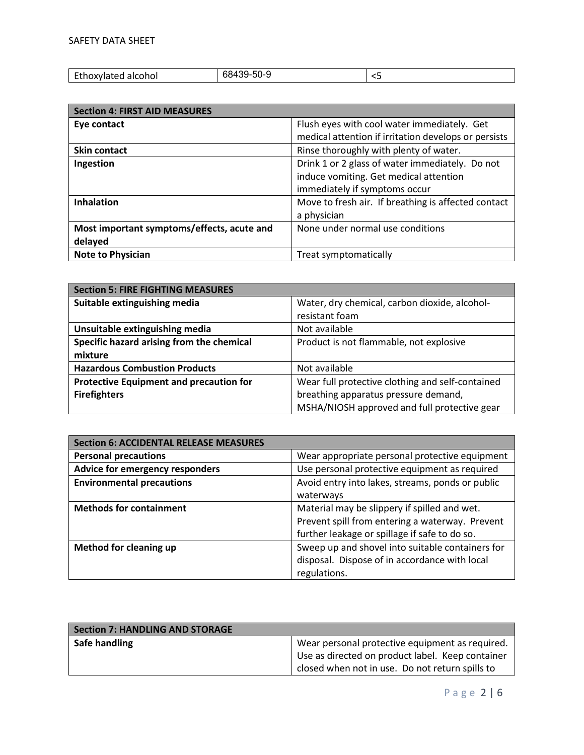| Ethoxylated alcohol | 68439-50-9 | <5 |
|---|---|---|

| Section 4: FIRST AID MEASURES | |
|---|---|
| **Eye contact** | Flush eyes with cool water immediately. Get medical attention if irritation develops or persists |
| **Skin contact** | Rinse thoroughly with plenty of water. |
| **Ingestion** | Drink 1 or 2 glass of water immediately. Do not induce vomiting. Get medical attention immediately if symptoms occur |
| **Inhalation** | Move to fresh air. If breathing is affected contact a physician |
| **Most important symptoms/effects, acute and delayed** | None under normal use conditions |
| **Note to Physician** | Treat symptomatically |

| Section 5: FIRE FIGHTING MEASURES | |
|---|---|
| **Suitable extinguishing media** | Water, dry chemical, carbon dioxide, alcohol-resistant foam |
| **Unsuitable extinguishing media** | Not available |
| **Specific hazard arising from the chemical mixture** | Product is not flammable, not explosive |
| **Hazardous Combustion Products** | Not available |
| **Protective Equipment and precaution for Firefighters** | Wear full protective clothing and self-contained breathing apparatus pressure demand, MSHA/NIOSH approved and full protective gear |

| Section 6: ACCIDENTAL RELEASE MEASURES | |
|---|---|
| **Personal precautions** | Wear appropriate personal protective equipment |
| **Advice for emergency responders** | Use personal protective equipment as required |
| **Environmental precautions** | Avoid entry into lakes, streams, ponds or public waterways |
| **Methods for containment** | Material may be slippery if spilled and wet. Prevent spill from entering a waterway. Prevent further leakage or spillage if safe to do so. |
| **Method for cleaning up** | Sweep up and shovel into suitable containers for disposal. Dispose of in accordance with local regulations. |

| Section 7: HANDLING AND STORAGE | |
|---|---|
| **Safe handling** | Wear personal protective equipment as required. Use as directed on product label. Keep container closed when not in use. Do not return spills to |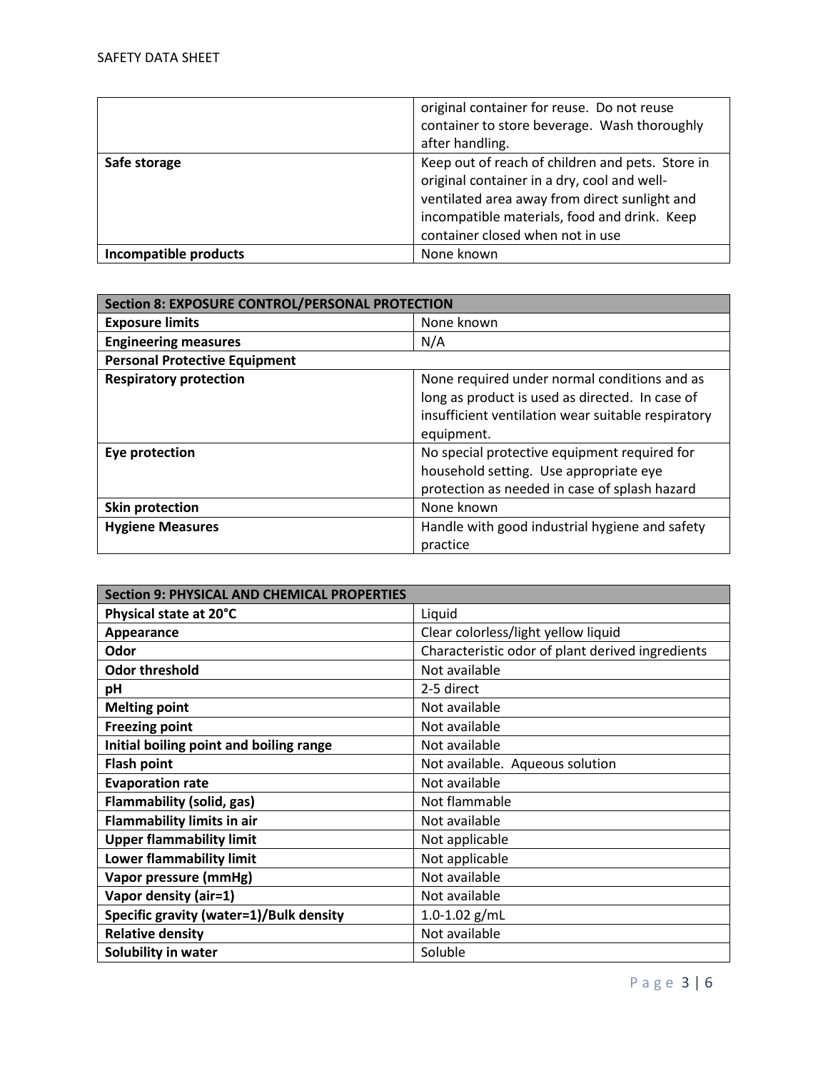| | |
|---|---|
| | original container for reuse. Do not reuse container to store beverage. Wash thoroughly after handling. |
| **Safe storage** | Keep out of reach of children and pets. Store in original container in a dry, cool and well-ventilated area away from direct sunlight and incompatible materials, food and drink. Keep container closed when not in use |
| **Incompatible products** | None known |

| **Section 8: EXPOSURE CONTROL/PERSONAL PROTECTION** | |
|---|---|
| **Exposure limits** | None known |
| **Engineering measures** | N/A |
| **Personal Protective Equipment** | |
| **Respiratory protection** | None required under normal conditions and as long as product is used as directed. In case of insufficient ventilation wear suitable respiratory equipment. |
| **Eye protection** | No special protective equipment required for household setting. Use appropriate eye protection as needed in case of splash hazard |
| **Skin protection** | None known |
| **Hygiene Measures** | Handle with good industrial hygiene and safety practice |

| **Section 9: PHYSICAL AND CHEMICAL PROPERTIES** | |
|---|---|
| **Physical state at 20°C** | Liquid |
| **Appearance** | Clear colorless/light yellow liquid |
| **Odor** | Characteristic odor of plant derived ingredients |
| **Odor threshold** | Not available |
| **pH** | 2-5 direct |
| **Melting point** | Not available |
| **Freezing point** | Not available |
| **Initial boiling point and boiling range** | Not available |
| **Flash point** | Not available. Aqueous solution |
| **Evaporation rate** | Not available |
| **Flammability (solid, gas)** | Not flammable |
| **Flammability limits in air** | Not available |
| **Upper flammability limit** | Not applicable |
| **Lower flammability limit** | Not applicable |
| **Vapor pressure (mmHg)** | Not available |
| **Vapor density (air=1)** | Not available |
| **Specific gravity (water=1)/Bulk density** | 1.0-1.02 g/mL |
| **Relative density** | Not available |
| **Solubility in water** | Soluble |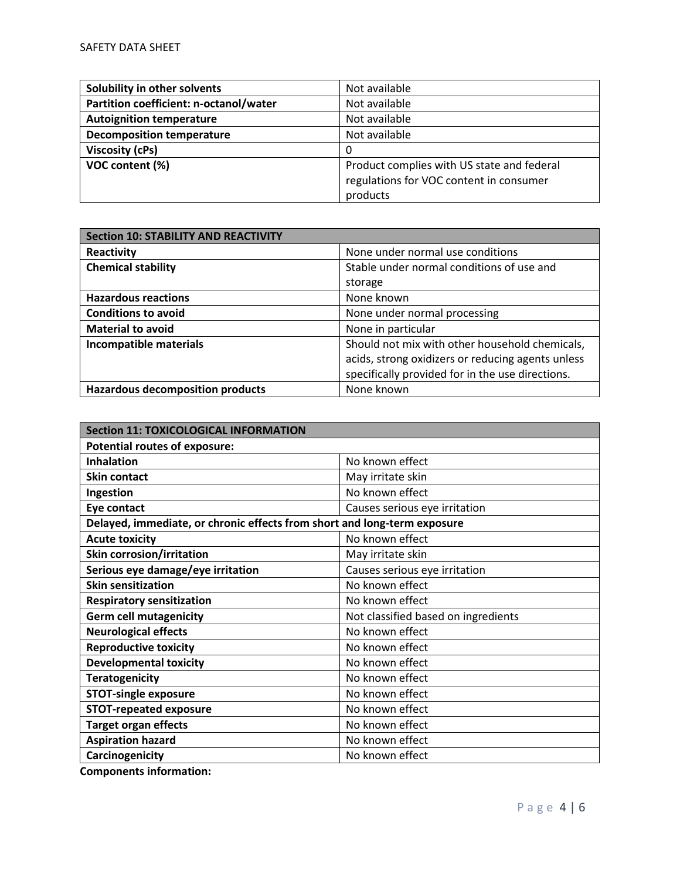| Solubility in other solvents | Not available |
|---|---|
| **Partition coefficient: n-octanol/water** | Not available |
| **Autoignition temperature** | Not available |
| **Decomposition temperature** | Not available |
| **Viscosity (cPs)** | 0 |
| **VOC content (%)** | Product complies with US state and federal regulations for VOC content in consumer products |

| Section 10: STABILITY AND REACTIVITY | |
|---|---|
| **Reactivity** | None under normal use conditions |
| **Chemical stability** | Stable under normal conditions of use and storage |
| **Hazardous reactions** | None known |
| **Conditions to avoid** | None under normal processing |
| **Material to avoid** | None in particular |
| **Incompatible materials** | Should not mix with other household chemicals, acids, strong oxidizers or reducing agents unless specifically provided for in the use directions. |
| **Hazardous decomposition products** | None known |

| Section 11: TOXICOLOGICAL INFORMATION | |
|---|---|
| **Potential routes of exposure:** | |
| **Inhalation** | No known effect |
| **Skin contact** | May irritate skin |
| **Ingestion** | No known effect |
| **Eye contact** | Causes serious eye irritation |
| **Delayed, immediate, or chronic effects from short and long-term exposure** | |
| **Acute toxicity** | No known effect |
| **Skin corrosion/irritation** | May irritate skin |
| **Serious eye damage/eye irritation** | Causes serious eye irritation |
| **Skin sensitization** | No known effect |
| **Respiratory sensitization** | No known effect |
| **Germ cell mutagenicity** | Not classified based on ingredients |
| **Neurological effects** | No known effect |
| **Reproductive toxicity** | No known effect |
| **Developmental toxicity** | No known effect |
| **Teratogenicity** | No known effect |
| **STOT-single exposure** | No known effect |
| **STOT-repeated exposure** | No known effect |
| **Target organ effects** | No known effect |
| **Aspiration hazard** | No known effect |
| **Carcinogenicity** | No known effect |

**Components information:**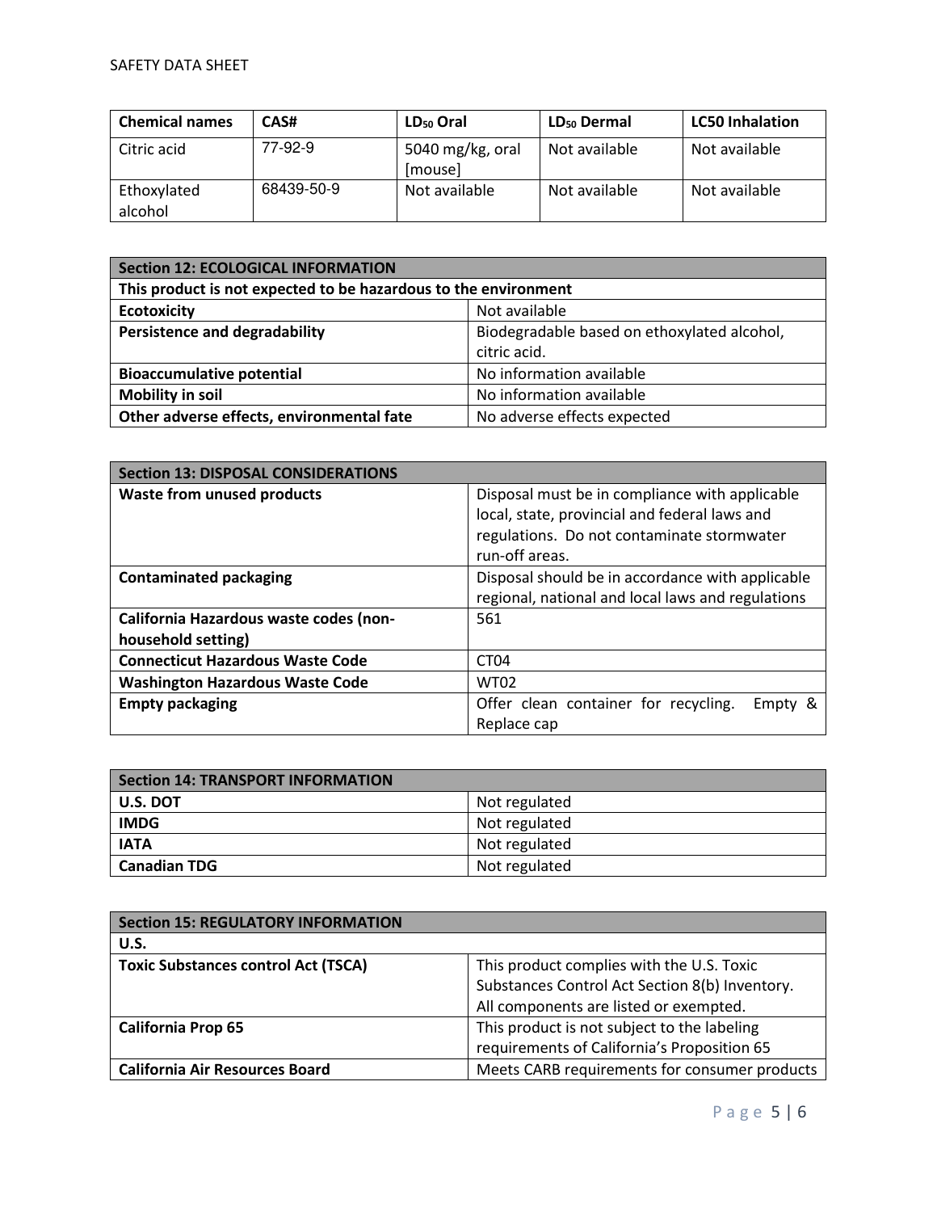| Chemical names | CAS# | $LD_{50}$ Oral | $LD_{50}$ Dermal | LC50 Inhalation |
|---|---|---|---|---|
| Citric acid | 77-92-9 | 5040 mg/kg, oral [mouse] | Not available | Not available |
| Ethoxylated alcohol | 68439-50-9 | Not available | Not available | Not available |

| Section 12: ECOLOGICAL INFORMATION | |
|---|---|
| **This product is not expected to be hazardous to the environment** | |
| **Ecotoxicity** | Not available |
| **Persistence and degradability** | Biodegradable based on ethoxylated alcohol, citric acid. |
| **Bioaccumulative potential** | No information available |
| **Mobility in soil** | No information available |
| **Other adverse effects, environmental fate** | No adverse effects expected |

| Section 13: DISPOSAL CONSIDERATIONS | |
|---|---|
| **Waste from unused products** | Disposal must be in compliance with applicable local, state, provincial and federal laws and regulations. Do not contaminate stormwater run-off areas. |
| **Contaminated packaging** | Disposal should be in accordance with applicable regional, national and local laws and regulations |
| **California Hazardous waste codes (non-household setting)** | 561 |
| **Connecticut Hazardous Waste Code** | CT04 |
| **Washington Hazardous Waste Code** | WT02 |
| **Empty packaging** | Offer clean container for recycling. Empty & Replace cap |

| Section 14: TRANSPORT INFORMATION | |
|---|---|
| **U.S. DOT** | Not regulated |
| **IMDG** | Not regulated |
| **IATA** | Not regulated |
| **Canadian TDG** | Not regulated |

| Section 15: REGULATORY INFORMATION | |
|---|---|
| **U.S.** | |
| **Toxic Substances control Act (TSCA)** | This product complies with the U.S. Toxic Substances Control Act Section 8(b) Inventory. All components are listed or exempted. |
| **California Prop 65** | This product is not subject to the labeling requirements of California's Proposition 65 |
| **California Air Resources Board** | Meets CARB requirements for consumer products |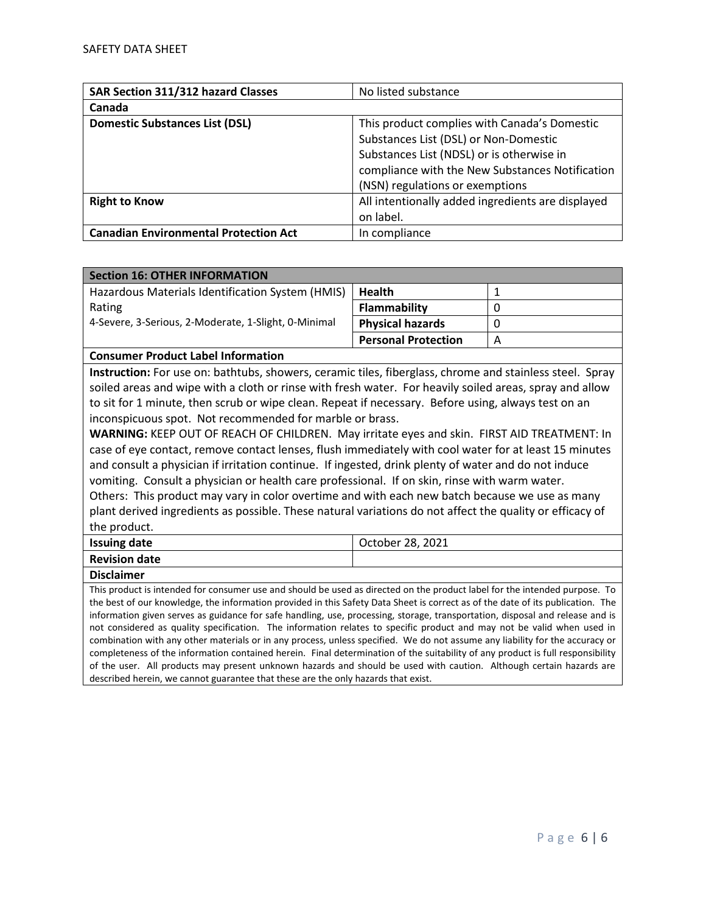| | |
|---|---|
| **SAR Section 311/312 hazard Classes** | No listed substance |
| **Canada** | |
| **Domestic Substances List (DSL)** | This product complies with Canada's Domestic Substances List (DSL) or Non-Domestic Substances List (NDSL) or is otherwise in compliance with the New Substances Notification (NSN) regulations or exemptions |
| **Right to Know** | All intentionally added ingredients are displayed on label. |
| **Canadian Environmental Protection Act** | In compliance |

## Section 16: OTHER INFORMATION

| Hazardous Materials Identification System (HMIS) Rating 4-Severe, 3-Serious, 2-Moderate, 1-Slight, 0-Minimal | | |
|---|---|---|
| | **Health** | 1 |
| | **Flammability** | 0 |
| | **Physical hazards** | 0 |
| | **Personal Protection** | A |

**Consumer Product Label Information**

**Instruction:** For use on: bathtubs, showers, ceramic tiles, fiberglass, chrome and stainless steel. Spray soiled areas and wipe with a cloth or rinse with fresh water. For heavily soiled areas, spray and allow to sit for 1 minute, then scrub or wipe clean. Repeat if necessary. Before using, always test on an inconspicuous spot. Not recommended for marble or brass.

**WARNING:** KEEP OUT OF REACH OF CHILDREN. May irritate eyes and skin. FIRST AID TREATMENT: In case of eye contact, remove contact lenses, flush immediately with cool water for at least 15 minutes and consult a physician if irritation continue. If ingested, drink plenty of water and do not induce vomiting. Consult a physician or health care professional. If on skin, rinse with warm water.

Others: This product may vary in color overtime and with each new batch because we use as many plant derived ingredients as possible. These natural variations do not affect the quality or efficacy of the product.

| | |
|---|---|
| **Issuing date** | October 28, 2021 |
| **Revision date** | |

**Disclaimer**

This product is intended for consumer use and should be used as directed on the product label for the intended purpose. To the best of our knowledge, the information provided in this Safety Data Sheet is correct as of the date of its publication. The information given serves as guidance for safe handling, use, processing, storage, transportation, disposal and release and is not considered as quality specification. The information relates to specific product and may not be valid when used in combination with any other materials or in any process, unless specified. We do not assume any liability for the accuracy or completeness of the information contained herein. Final determination of the suitability of any product is full responsibility of the user. All products may present unknown hazards and should be used with caution. Although certain hazards are described herein, we cannot guarantee that these are the only hazards that exist.